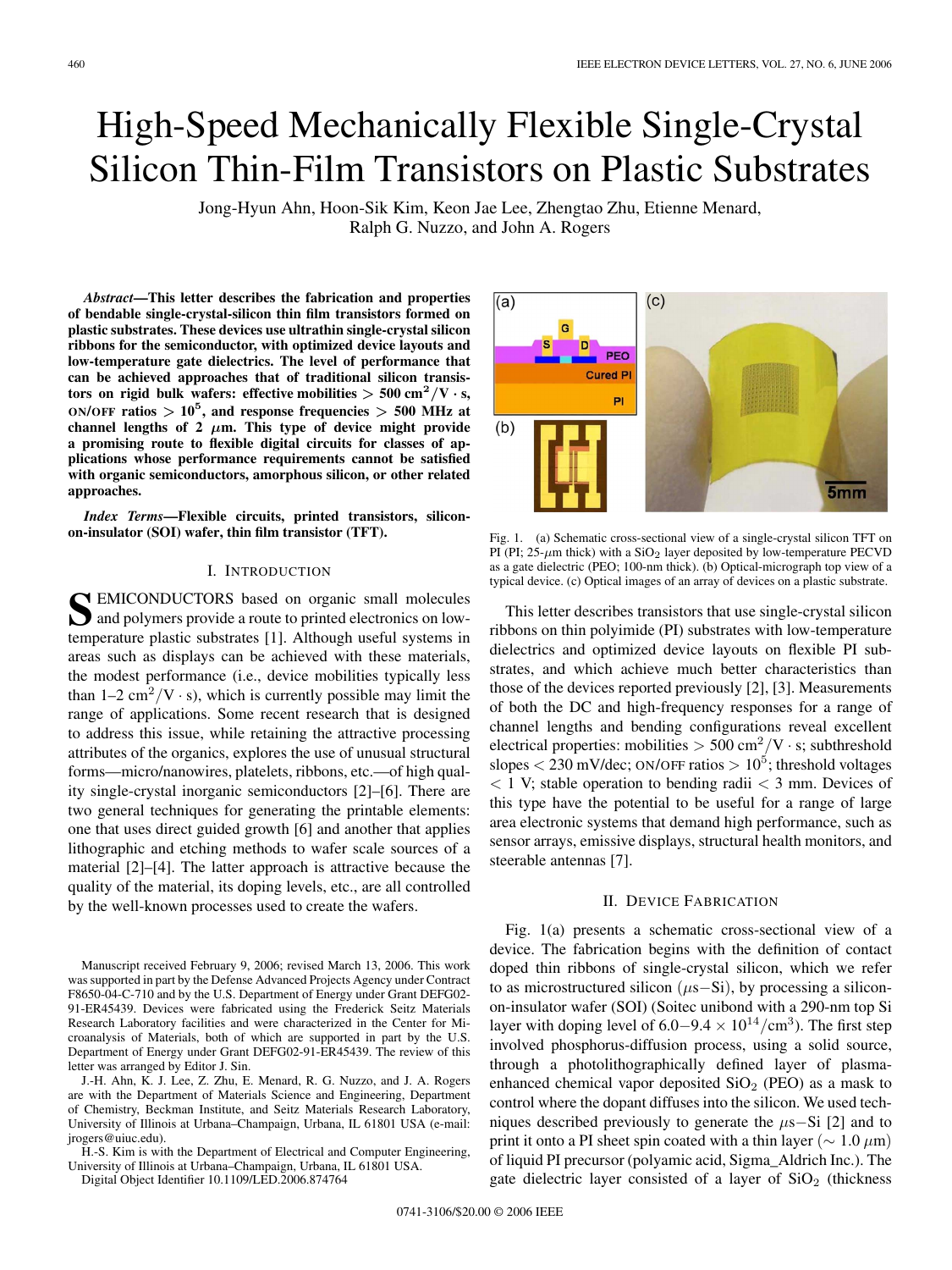# High-Speed Mechanically Flexible Single-Crystal Silicon Thin-Film Transistors on Plastic Substrates

Jong-Hyun Ahn, Hoon-Sik Kim, Keon Jae Lee, Zhengtao Zhu, Etienne Menard, Ralph G. Nuzzo, and John A. Rogers

***Abstract*—This letter describes the fabrication and properties of bendable single-crystal-silicon thin film transistors formed on plastic substrates. These devices use ultrathin single-crystal silicon ribbons for the semiconductor, with optimized device layouts and low-temperature gate dielectrics. The level of performance that can be achieved approaches that of traditional silicon transistors on rigid bulk wafers: effective mobilities $> 500\ \mathrm{cm^2/V\cdot s}$, ON/OFF ratios $> 10^5$, and response frequencies $> 500$ MHz at channel lengths of 2 $\mu$m. This type of device might provide a promising route to flexible digital circuits for classes of applications whose performance requirements cannot be satisfied with organic semiconductors, amorphous silicon, or other related approaches.**

***Index Terms*—Flexible circuits, printed transistors, silicon-on-insulator (SOI) wafer, thin film transistor (TFT).**

## I. Introduction

Semiconductors based on organic small molecules and polymers provide a route to printed electronics on low-temperature plastic substrates [1]. Although useful systems in areas such as displays can be achieved with these materials, the modest performance (i.e., device mobilities typically less than 1–2 $\mathrm{cm^2/V\cdot s}$), which is currently possible may limit the range of applications. Some recent research that is designed to address this issue, while retaining the attractive processing attributes of the organics, explores the use of unusual structural forms—micro/nanowires, platelets, ribbons, etc.—of high quality single-crystal inorganic semiconductors [2]–[6]. There are two general techniques for generating the printable elements: one that uses direct guided growth [6] and another that applies lithographic and etching methods to wafer scale sources of a material [2]–[4]. The latter approach is attractive because the quality of the material, its doping levels, etc., are all controlled by the well-known processes used to create the wafers.

Manuscript received February 9, 2006; revised March 13, 2006. This work was supported in part by the Defense Advanced Projects Agency under Contract F8650-04-C-710 and by the U.S. Department of Energy under Grant DEFG02-91-ER45439. Devices were fabricated using the Frederick Seitz Materials Research Laboratory facilities and were characterized in the Center for Microanalysis of Materials, both of which are supported in part by the U.S. Department of Energy under Grant DEFG02-91-ER45439. The review of this letter was arranged by Editor J. Sin.

J.-H. Ahn, K. J. Lee, Z. Zhu, E. Menard, R. G. Nuzzo, and J. A. Rogers are with the Department of Materials Science and Engineering, Department of Chemistry, Beckman Institute, and Seitz Materials Research Laboratory, University of Illinois at Urbana–Champaign, Urbana, IL 61801 USA (e-mail: jrogers@uiuc.edu).

H.-S. Kim is with the Department of Electrical and Computer Engineering, University of Illinois at Urbana–Champaign, Urbana, IL 61801 USA.

Digital Object Identifier 10.1109/LED.2006.874764

Fig. 1. (a) Schematic cross-sectional view of a single-crystal silicon TFT on PI (PI; 25-$\mu$m thick) with a $SiO_2$ layer deposited by low-temperature PECVD as a gate dielectric (PEO; 100-nm thick). (b) Optical-micrograph top view of a typical device. (c) Optical images of an array of devices on a plastic substrate.

This letter describes transistors that use single-crystal silicon ribbons on thin polyimide (PI) substrates with low-temperature dielectrics and optimized device layouts on flexible PI substrates, and which achieve much better characteristics than those of the devices reported previously [2], [3]. Measurements of both the DC and high-frequency responses for a range of channel lengths and bending configurations reveal excellent electrical properties: mobilities $> 500\ \mathrm{cm^2/V\cdot s}$; subthreshold slopes $< 230$ mV/dec; ON/OFF ratios $> 10^5$; threshold voltages $< 1$ V; stable operation to bending radii $< 3$ mm. Devices of this type have the potential to be useful for a range of large area electronic systems that demand high performance, such as sensor arrays, emissive displays, structural health monitors, and steerable antennas [7].

## II. Device Fabrication

Fig. 1(a) presents a schematic cross-sectional view of a device. The fabrication begins with the definition of contact doped thin ribbons of single-crystal silicon, which we refer to as microstructured silicon ($\mu$s−Si), by processing a silicon-on-insulator wafer (SOI) (Soitec unibond with a 290-nm top Si layer with doping level of $6.0{-}9.4 \times 10^{14}/\mathrm{cm^3}$). The first step involved phosphorus-diffusion process, using a solid source, through a photolithographically defined layer of plasma-enhanced chemical vapor deposited $SiO_2$ (PEO) as a mask to control where the dopant diffuses into the silicon. We used techniques described previously to generate the $\mu$s−Si [2] and to print it onto a PI sheet spin coated with a thin layer ($\sim 1.0\ \mu$m) of liquid PI precursor (polyamic acid, Sigma_Aldrich Inc.). The gate dielectric layer consisted of a layer of $SiO_2$ (thickness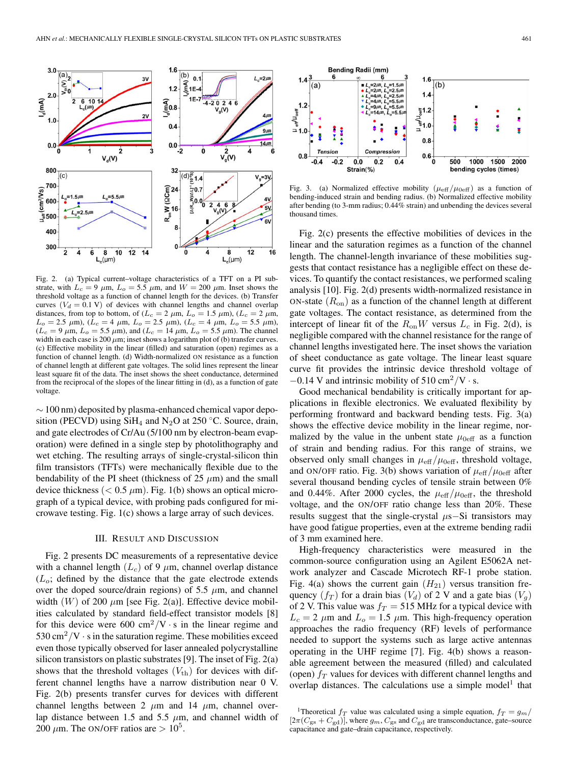Fig. 2. (a) Typical current–voltage characteristics of a TFT on a PI substrate, with $L_c = 9$ $\mu$m, $L_o = 5.5$ $\mu$m, and $W = 200$ $\mu$m. Inset shows the threshold voltage as a function of channel length for the devices. (b) Transfer curves ($V_d = 0.1$ V) of devices with channel lengths and channel overlap distances, from top to bottom, of ($L_c = 2$ $\mu$m, $L_o = 1.5$ $\mu$m), ($L_c = 2$ $\mu$m, $L_o = 2.5$ $\mu$m), ($L_c = 4$ $\mu$m, $L_o = 2.5$ $\mu$m), ($L_c = 4$ $\mu$m, $L_o = 5.5$ $\mu$m), ($L_c = 9$ $\mu$m, $L_o = 5.5$ $\mu$m), and ($L_c = 14$ $\mu$m, $L_o = 5.5$ $\mu$m). The channel width in each case is 200 $\mu$m; inset shows a logarithm plot of (b) transfer curves. (c) Effective mobility in the linear (filled) and saturation (open) regimes as a function of channel length. (d) Width-normalized ON resistance as a function of channel length at different gate voltages. The solid lines represent the linear least square fit of the data. The inset shows the sheet conductance, determined from the reciprocal of the slopes of the linear fitting in (d), as a function of gate voltage.

$\sim 100$ nm) deposited by plasma-enhanced chemical vapor deposition (PECVD) using $SiH_4$ and $N_2O$ at 250 °C. Source, drain, and gate electrodes of Cr/Au (5/100 nm by electron-beam evaporation) were defined in a single step by photolithography and wet etching. The resulting arrays of single-crystal-silicon thin film transistors (TFTs) were mechanically flexible due to the bendability of the PI sheet (thickness of 25 $\mu$m) and the small device thickness ($< 0.5$ $\mu$m). Fig. 1(b) shows an optical micrograph of a typical device, with probing pads configured for microwave testing. Fig. 1(c) shows a large array of such devices.

## III. Result and Discussion

Fig. 2 presents DC measurements of a representative device with a channel length ($L_c$) of 9 $\mu$m, channel overlap distance ($L_o$; defined by the distance that the gate electrode extends over the doped source/drain regions) of 5.5 $\mu$m, and channel width ($W$) of 200 $\mu$m [see Fig. 2(a)]. Effective device mobilities calculated by standard field-effect transistor models [8] for this device were 600 $cm^2/V \cdot s$ in the linear regime and 530 $cm^2/V \cdot s$ in the saturation regime. These mobilities exceed even those typically observed for laser annealed polycrystalline silicon transistors on plastic substrates [9]. The inset of Fig. 2(a) shows that the threshold voltages ($V_{th}$) for devices with different channel lengths have a narrow distribution near 0 V. Fig. 2(b) presents transfer curves for devices with different channel lengths between 2 $\mu$m and 14 $\mu$m, channel overlap distance between 1.5 and 5.5 $\mu$m, and channel width of 200 $\mu$m. The ON/OFF ratios are $> 10^5$.

Fig. 3. (a) Normalized effective mobility ($\mu_{\rm eff}/\mu_{0\rm eff}$) as a function of bending-induced strain and bending radius. (b) Normalized effective mobility after bending (to 3-mm radius; 0.44% strain) and unbending the devices several thousand times.

Fig. 2(c) presents the effective mobilities of devices in the linear and the saturation regimes as a function of the channel length. The channel-length invariance of these mobilities suggests that contact resistance has a negligible effect on these devices. To quantify the contact resistances, we performed scaling analysis [10]. Fig. 2(d) presents width-normalized resistance in ON-state ($R_{\rm on}$) as a function of the channel length at different gate voltages. The contact resistance, as determined from the intercept of linear fit of the $R_{\rm on}W$ versus $L_c$ in Fig. 2(d), is negligible compared with the channel resistance for the range of channel lengths investigated here. The inset shows the variation of sheet conductance as gate voltage. The linear least square curve fit provides the intrinsic device threshold voltage of $-0.14$ V and intrinsic mobility of 510 $cm^2/V \cdot s$.

Good mechanical bendability is critically important for applications in flexible electronics. We evaluated flexibility by performing frontward and backward bending tests. Fig. 3(a) shows the effective device mobility in the linear regime, normalized by the value in the unbent state $\mu_{0\rm eff}$ as a function of strain and bending radius. For this range of strains, we observed only small changes in $\mu_{\rm eff}/\mu_{0\rm eff}$, threshold voltage, and ON/OFF ratio. Fig. 3(b) shows variation of $\mu_{\rm eff}/\mu_{0\rm eff}$ after several thousand bending cycles of tensile strain between 0% and 0.44%. After 2000 cycles, the $\mu_{\rm eff}/\mu_{0\rm eff}$, the threshold voltage, and the ON/OFF ratio change less than 20%. These results suggest that the single-crystal $\mu$s–Si transistors may have good fatigue properties, even at the extreme bending radii of 3 mm examined here.

High-frequency characteristics were measured in the common-source configuration using an Agilent E5062A network analyzer and Cascade Microtech RF-1 probe station. Fig. 4(a) shows the current gain ($H_{21}$) versus transition frequency ($f_T$) for a drain bias ($V_d$) of 2 V and a gate bias ($V_g$) of 2 V. This value was $f_T = 515$ MHz for a typical device with $L_c = 2$ $\mu$m and $L_o = 1.5$ $\mu$m. This high-frequency operation approaches the radio frequency (RF) levels of performance needed to support the systems such as large active antennas operating in the UHF regime [7]. Fig. 4(b) shows a reasonable agreement between the measured (filled) and calculated (open) $f_T$ values for devices with different channel lengths and overlap distances. The calculations use a simple model[1] that

[1] Theoretical $f_T$ value was calculated using a simple equation, $f_T = g_m/[2\pi(C_{\rm gs} + C_{\rm gd})]$, where $g_m$, $C_{\rm gs}$ and $C_{\rm gd}$ are transconductance, gate–source capacitance and gate–drain capacitance, respectively.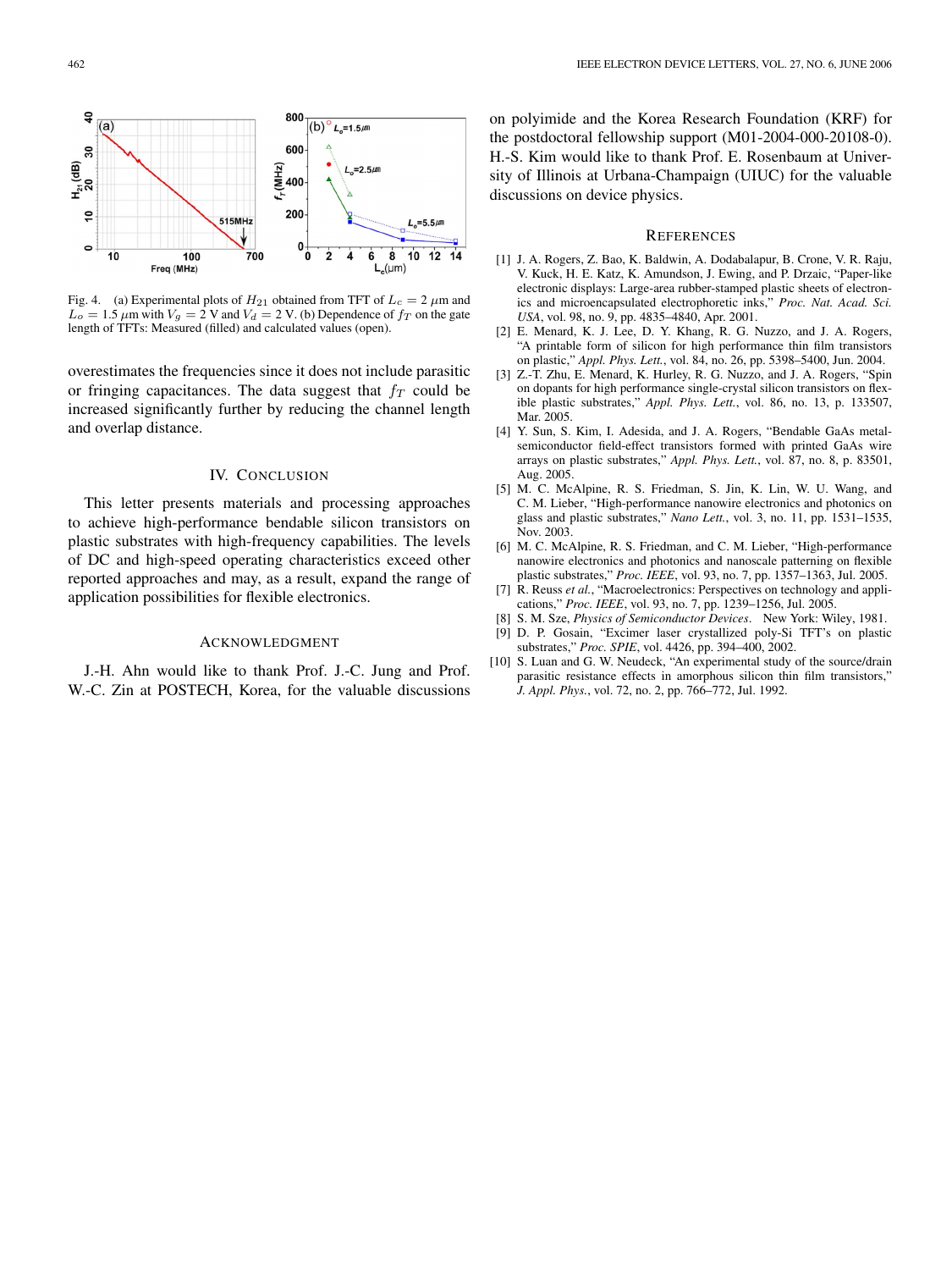(a)

$H_{21}$ (dB)

40

30

20

10

0

10

100

700

Freq (MHz)

515MHz

(b)

$f_T$ (MHz)

800

600

400

200

0

0 2 4 6 8 10 12 14

$L_c$(μm)

$L_o$=1.5μm

$L_o$=2.5μm

$L_o$=5.5μm

Fig. 4. (a) Experimental plots of $H_{21}$ obtained from TFT of $L_c = 2\ \mu$m and $L_o = 1.5\ \mu$m with $V_g = 2$ V and $V_d = 2$ V. (b) Dependence of $f_T$ on the gate length of TFTs: Measured (filled) and calculated values (open).

overestimates the frequencies since it does not include parasitic or fringing capacitances. The data suggest that $f_T$ could be increased significantly further by reducing the channel length and overlap distance.

## IV. Conclusion

This letter presents materials and processing approaches to achieve high-performance bendable silicon transistors on plastic substrates with high-frequency capabilities. The levels of DC and high-speed operating characteristics exceed other reported approaches and may, as a result, expand the range of application possibilities for flexible electronics.

## Acknowledgment

J.-H. Ahn would like to thank Prof. J.-C. Jung and Prof. W.-C. Zin at POSTECH, Korea, for the valuable discussions on polyimide and the Korea Research Foundation (KRF) for the postdoctoral fellowship support (M01-2004-000-20108-0). H.-S. Kim would like to thank Prof. E. Rosenbaum at University of Illinois at Urbana-Champaign (UIUC) for the valuable discussions on device physics.

## References

[1] J. A. Rogers, Z. Bao, K. Baldwin, A. Dodabalapur, B. Crone, V. R. Raju, V. Kuck, H. E. Katz, K. Amundson, J. Ewing, and P. Drzaic, "Paper-like electronic displays: Large-area rubber-stamped plastic sheets of electronics and microencapsulated electrophoretic inks," *Proc. Nat. Acad. Sci. USA*, vol. 98, no. 9, pp. 4835–4840, Apr. 2001.

[2] E. Menard, K. J. Lee, D. Y. Khang, R. G. Nuzzo, and J. A. Rogers, "A printable form of silicon for high performance thin film transistors on plastic," *Appl. Phys. Lett.*, vol. 84, no. 26, pp. 5398–5400, Jun. 2004.

[3] Z.-T. Zhu, E. Menard, K. Hurley, R. G. Nuzzo, and J. A. Rogers, "Spin on dopants for high performance single-crystal silicon transistors on flexible plastic substrates," *Appl. Phys. Lett.*, vol. 86, no. 13, p. 133507, Mar. 2005.

[4] Y. Sun, S. Kim, I. Adesida, and J. A. Rogers, "Bendable GaAs metal-semiconductor field-effect transistors formed with printed GaAs wire arrays on plastic substrates," *Appl. Phys. Lett.*, vol. 87, no. 8, p. 83501, Aug. 2005.

[5] M. C. McAlpine, R. S. Friedman, S. Jin, K. Lin, W. U. Wang, and C. M. Lieber, "High-performance nanowire electronics and photonics on glass and plastic substrates," *Nano Lett.*, vol. 3, no. 11, pp. 1531–1535, Nov. 2003.

[6] M. C. McAlpine, R. S. Friedman, and C. M. Lieber, "High-performance nanowire electronics and photonics and nanoscale patterning on flexible plastic substrates," *Proc. IEEE*, vol. 93, no. 7, pp. 1357–1363, Jul. 2005.

[7] R. Reuss *et al.*, "Macroelectronics: Perspectives on technology and applications," *Proc. IEEE*, vol. 93, no. 7, pp. 1239–1256, Jul. 2005.

[8] S. M. Sze, *Physics of Semiconductor Devices*. New York: Wiley, 1981.

[9] D. P. Gosain, "Excimer laser crystallized poly-Si TFT's on plastic substrates," *Proc. SPIE*, vol. 4426, pp. 394–400, 2002.

[10] S. Luan and G. W. Neudeck, "An experimental study of the source/drain parasitic resistance effects in amorphous silicon thin film transistors," *J. Appl. Phys.*, vol. 72, no. 2, pp. 766–772, Jul. 1992.